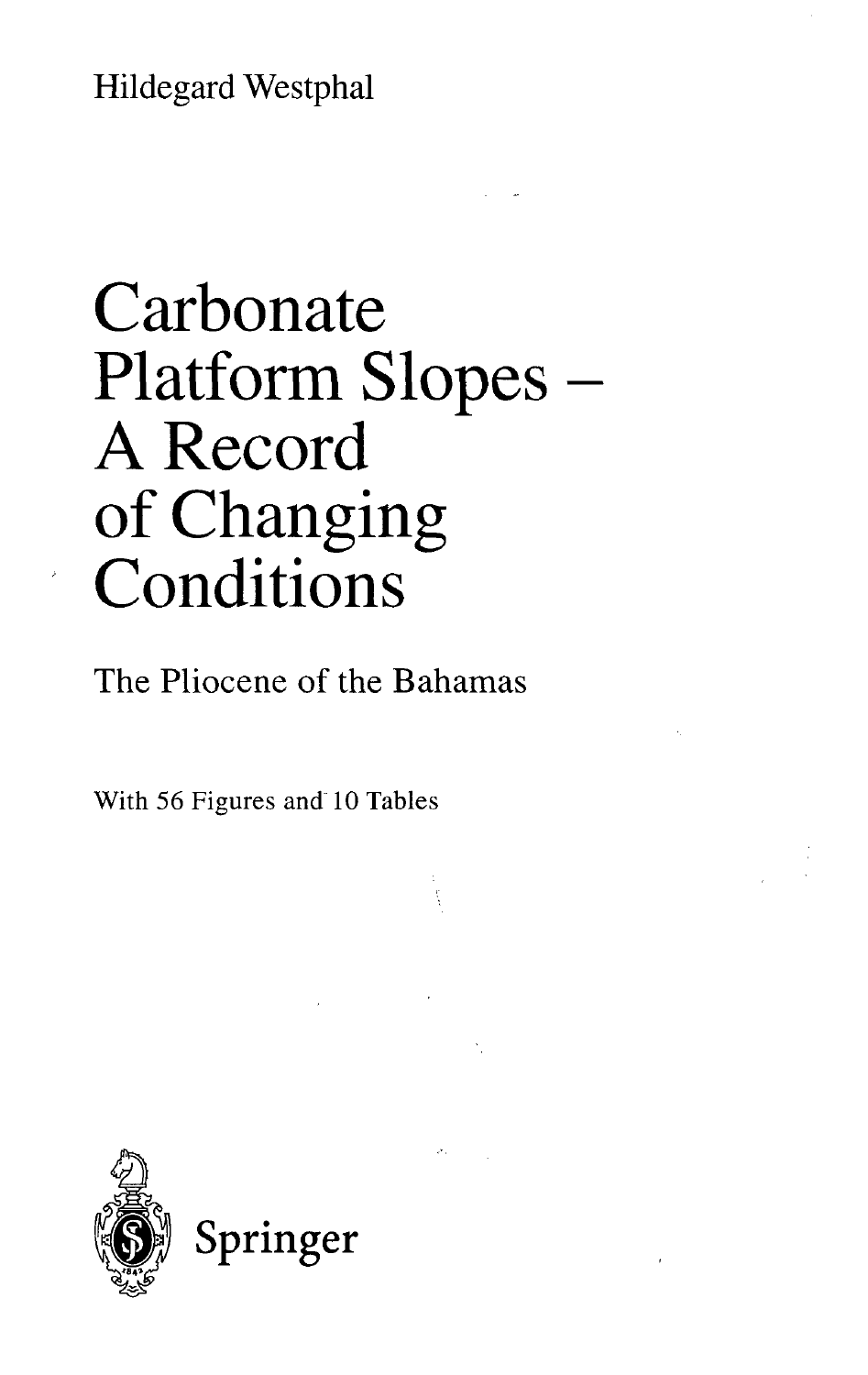Hildegard Westphal

# Carbonate Platform Slopes – A Record of Changing Conditions

## The Pliocene of the Bahamas

With 56 Figures and 10 Tables

Springer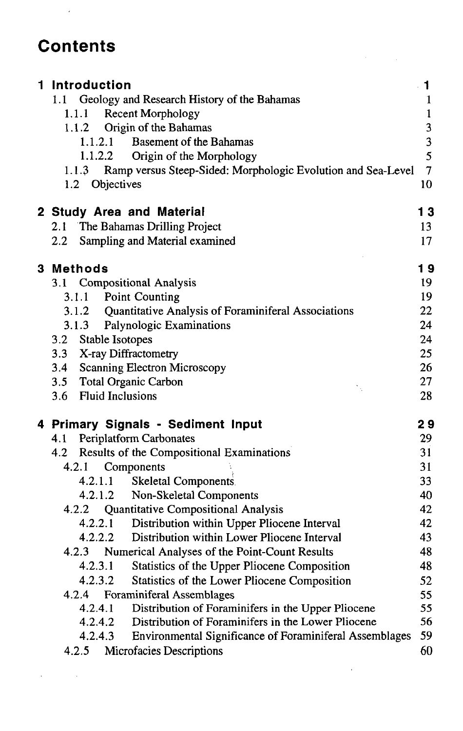# Contents

| | |
|---|---|
| **1 Introduction** | **1** |
| 1.1 Geology and Research History of the Bahamas | 1 |
| 1.1.1 Recent Morphology | 1 |
| 1.1.2 Origin of the Bahamas | 3 |
| 1.1.2.1 Basement of the Bahamas | 3 |
| 1.1.2.2 Origin of the Morphology | 5 |
| 1.1.3 Ramp versus Steep-Sided: Morphologic Evolution and Sea-Level | 7 |
| 1.2 Objectives | 10 |
| **2 Study Area and Material** | **13** |
| 2.1 The Bahamas Drilling Project | 13 |
| 2.2 Sampling and Material examined | 17 |
| **3 Methods** | **19** |
| 3.1 Compositional Analysis | 19 |
| 3.1.1 Point Counting | 19 |
| 3.1.2 Quantitative Analysis of Foraminiferal Associations | 22 |
| 3.1.3 Palynologic Examinations | 24 |
| 3.2 Stable Isotopes | 24 |
| 3.3 X-ray Diffractometry | 25 |
| 3.4 Scanning Electron Microscopy | 26 |
| 3.5 Total Organic Carbon | 27 |
| 3.6 Fluid Inclusions | 28 |
| **4 Primary Signals - Sediment Input** | **29** |
| 4.1 Periplatform Carbonates | 29 |
| 4.2 Results of the Compositional Examinations | 31 |
| 4.2.1 Components | 31 |
| 4.2.1.1 Skeletal Components | 33 |
| 4.2.1.2 Non-Skeletal Components | 40 |
| 4.2.2 Quantitative Compositional Analysis | 42 |
| 4.2.2.1 Distribution within Upper Pliocene Interval | 42 |
| 4.2.2.2 Distribution within Lower Pliocene Interval | 43 |
| 4.2.3 Numerical Analyses of the Point-Count Results | 48 |
| 4.2.3.1 Statistics of the Upper Pliocene Composition | 48 |
| 4.2.3.2 Statistics of the Lower Pliocene Composition | 52 |
| 4.2.4 Foraminiferal Assemblages | 55 |
| 4.2.4.1 Distribution of Foraminifers in the Upper Pliocene | 55 |
| 4.2.4.2 Distribution of Foraminifers in the Lower Pliocene | 56 |
| 4.2.4.3 Environmental Significance of Foraminiferal Assemblages | 59 |
| 4.2.5 Microfacies Descriptions | 60 |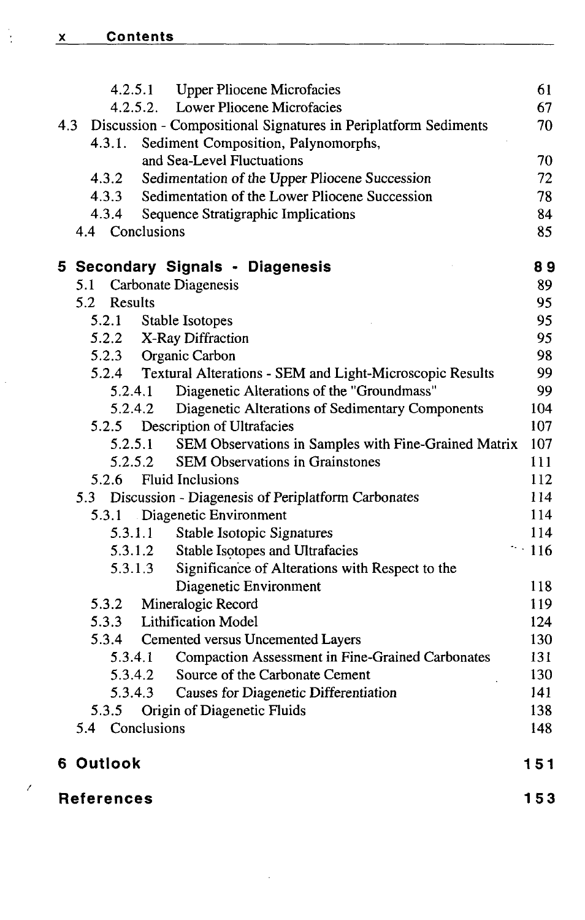4.2.5.1 Upper Pliocene Microfacies 61
4.2.5.2. Lower Pliocene Microfacies 67

4.3 Discussion - Compositional Signatures in Periplatform Sediments 70

4.3.1. Sediment Composition, Palynomorphs, and Sea-Level Fluctuations 70
4.3.2 Sedimentation of the Upper Pliocene Succession 72
4.3.3 Sedimentation of the Lower Pliocene Succession 78
4.3.4 Sequence Stratigraphic Implications 84

4.4 Conclusions 85

## 5 Secondary Signals - Diagenesis 89

5.1 Carbonate Diagenesis 89

5.2 Results 95

5.2.1 Stable Isotopes 95
5.2.2 X-Ray Diffraction 95
5.2.3 Organic Carbon 98
5.2.4 Textural Alterations - SEM and Light-Microscopic Results 99
5.2.4.1 Diagenetic Alterations of the "Groundmass" 99
5.2.4.2 Diagenetic Alterations of Sedimentary Components 104
5.2.5 Description of Ultrafacies 107
5.2.5.1 SEM Observations in Samples with Fine-Grained Matrix 107
5.2.5.2 SEM Observations in Grainstones 111
5.2.6 Fluid Inclusions 112

5.3 Discussion - Diagenesis of Periplatform Carbonates 114

5.3.1 Diagenetic Environment 114
5.3.1.1 Stable Isotopic Signatures 114
5.3.1.2 Stable Isotopes and Ultrafacies 116
5.3.1.3 Significance of Alterations with Respect to the Diagenetic Environment 118
5.3.2 Mineralogic Record 119
5.3.3 Lithification Model 124
5.3.4 Cemented versus Uncemented Layers 130
5.3.4.1 Compaction Assessment in Fine-Grained Carbonates 131
5.3.4.2 Source of the Carbonate Cement 130
5.3.4.3 Causes for Diagenetic Differentiation 141
5.3.5 Origin of Diagenetic Fluids 138

5.4 Conclusions 148

## 6 Outlook 151

## References 153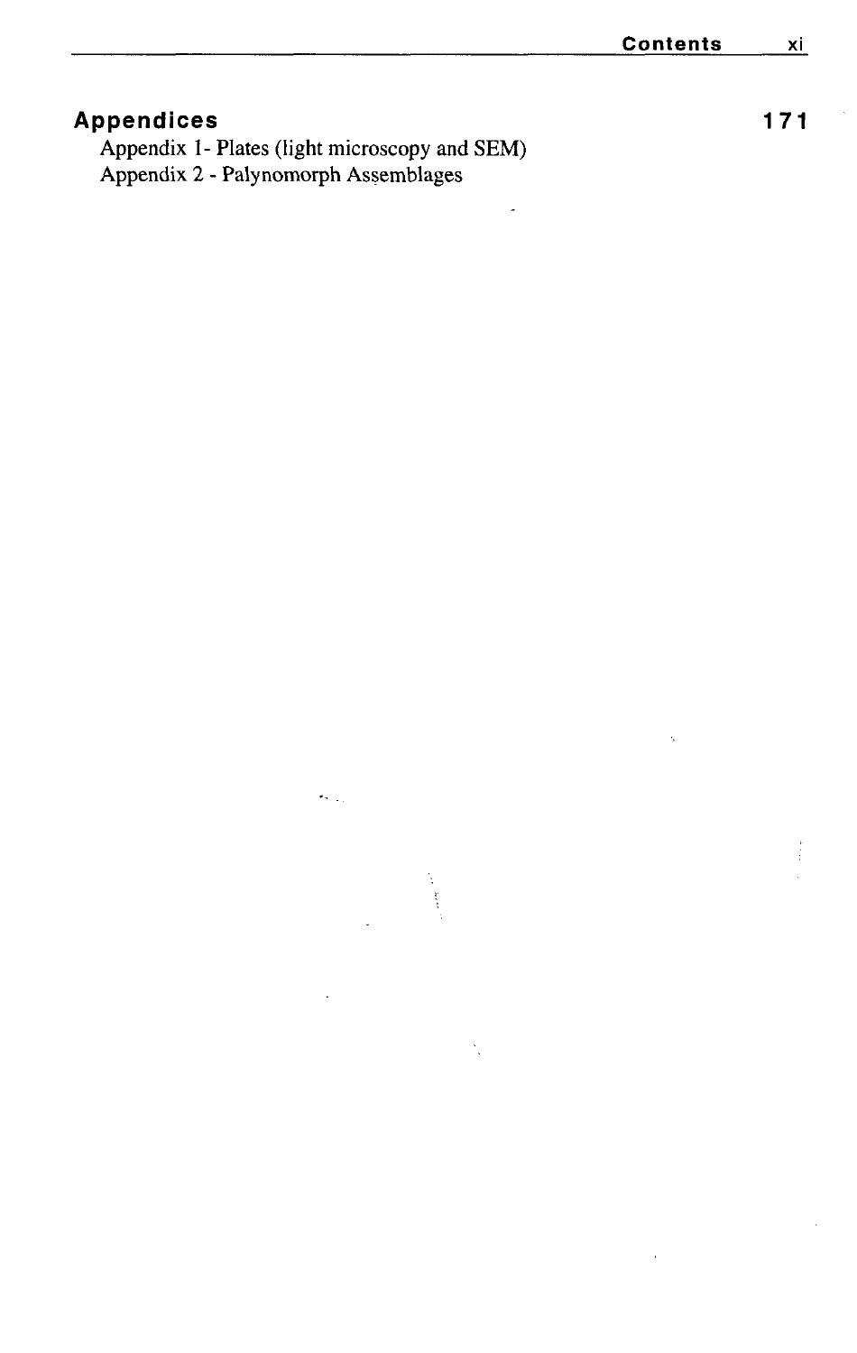## Appendices 171

Appendix 1- Plates (light microscopy and SEM)

Appendix 2 - Palynomorph Assemblages